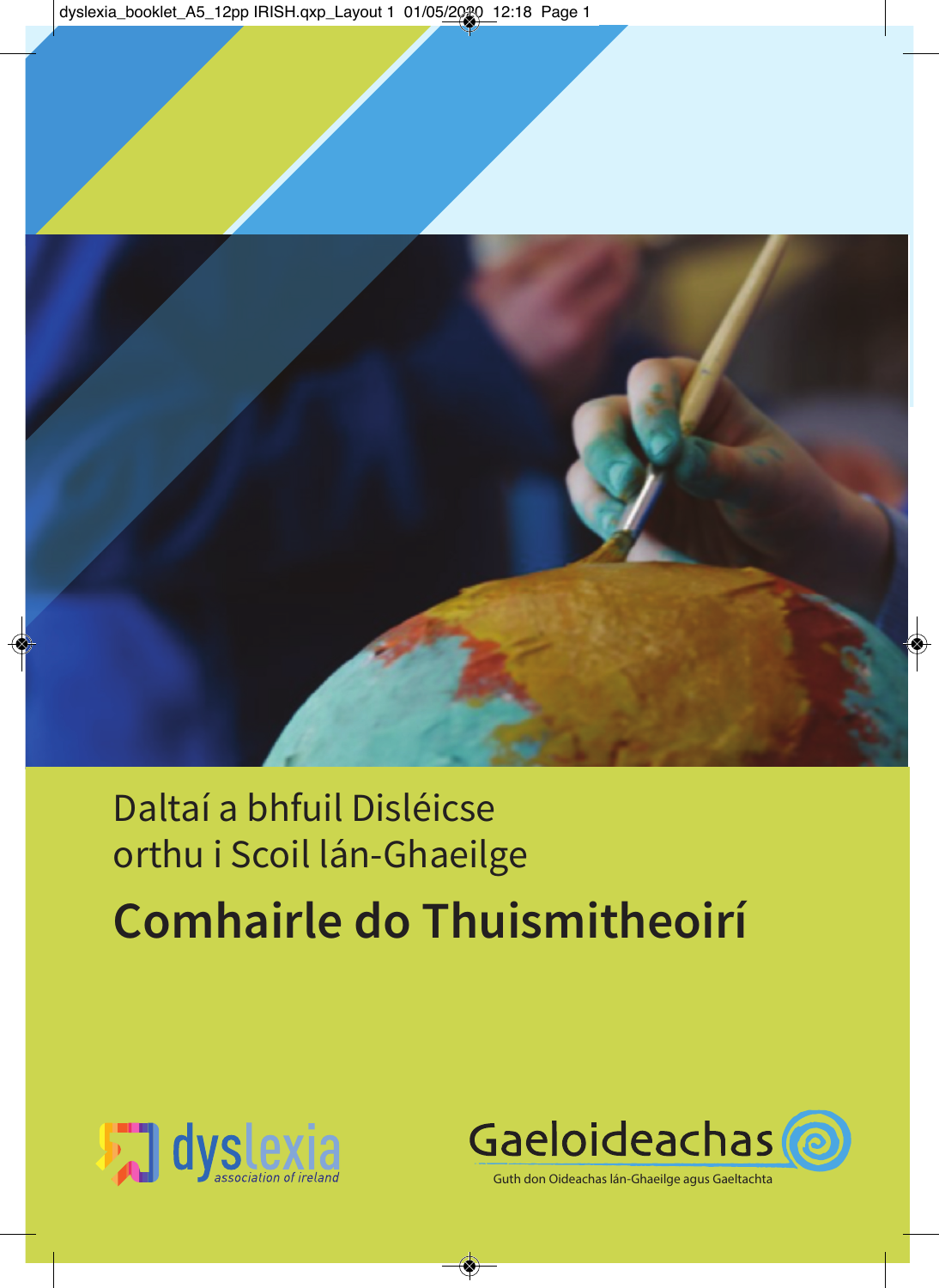Daltaí a bhfuil Disléicse orthu i Scoil lán-Ghaeilge

# Comhairle do Thuismitheoirí

dyslexia association of ireland

Gaeloideachas

Guth don Oideachas lán-Ghaeilge agus Gaeltachta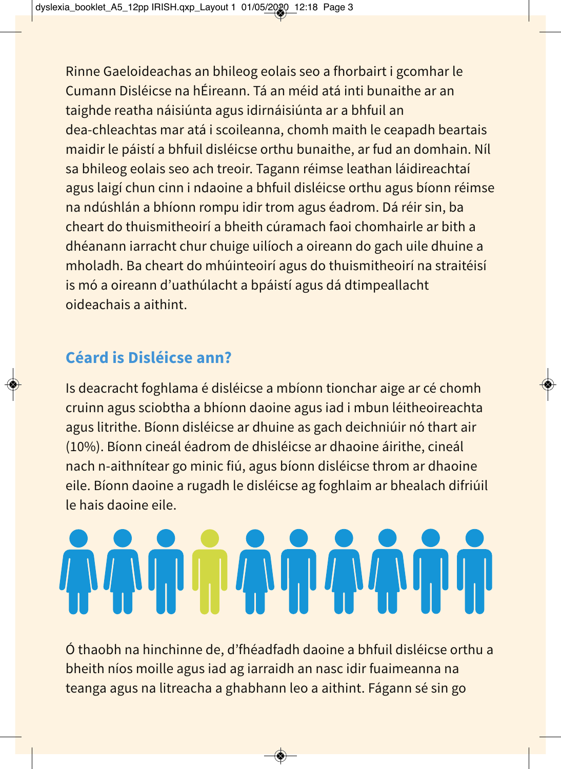Rinne Gaeloideachas an bhileog eolais seo a fhorbairt i gcomhar le Cumann Disléicse na hÉireann. Tá an méid atá inti bunaithe ar an taighde reatha náisiúnta agus idirnáisiúnta ar a bhfuil an dea-chleachtas mar atá i scoileanna, chomh maith le ceapadh beartais maidir le páistí a bhfuil disléicse orthu bunaithe, ar fud an domhain. Níl sa bhileog eolais seo ach treoir. Tagann réimse leathan láidireachtaí agus laigí chun cinn i ndaoine a bhfuil disléicse orthu agus bíonn réimse na ndúshlán a bhíonn rompu idir trom agus éadrom. Dá réir sin, ba cheart do thuismitheoirí a bheith cúramach faoi chomhairle ar bith a dhéanann iarracht chur chuige uilíoch a oireann do gach uile dhuine a mholadh. Ba cheart do mhúinteoirí agus do thuismitheoirí na straitéisí is mó a oireann d'uathúlacht a bpáistí agus dá dtimpeallacht oideachais a aithint.

## Céard is Disléicse ann?

Is deacracht foghlama é disléicse a mbíonn tionchar aige ar cé chomh cruinn agus sciobtha a bhíonn daoine agus iad i mbun léitheoireachta agus litrithe. Bíonn disléicse ar dhuine as gach deichniúir nó thart air (10%). Bíonn cineál éadrom de dhisléicse ar dhaoine áirithe, cineál nach n-aithnítear go minic fiú, agus bíonn disléicse throm ar dhaoine eile. Bíonn daoine a rugadh le disléicse ag foghlaim ar bhealach difriúil le hais daoine eile.

Ó thaobh na hinchinne de, d'fhéadfadh daoine a bhfuil disléicse orthu a bheith níos moille agus iad ag iarraidh an nasc idir fuaimeanna na teanga agus na litreacha a ghabhann leo a aithint. Fágann sé sin go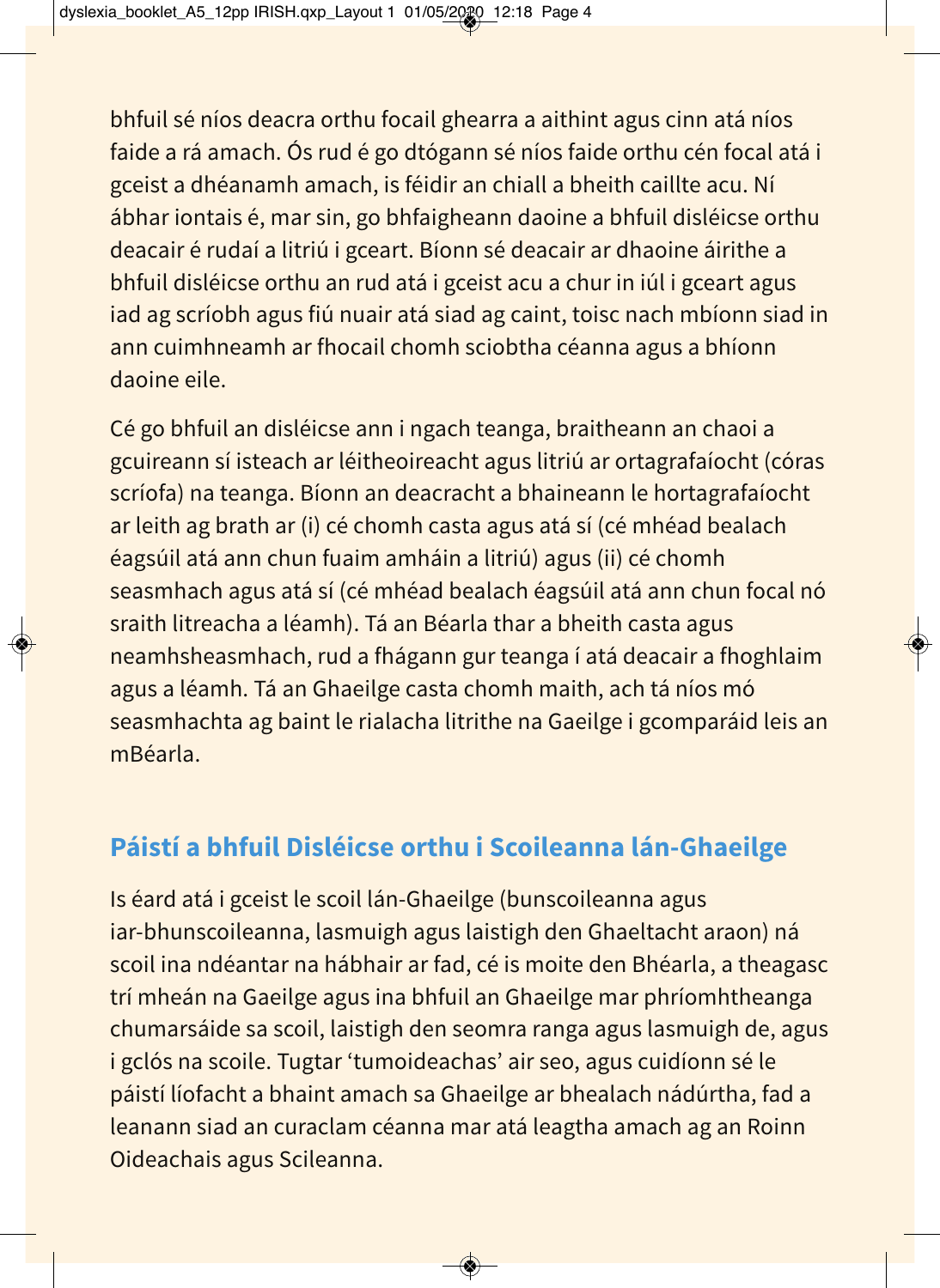bhfuil sé níos deacra orthu focail ghearra a aithint agus cinn atá níos faide a rá amach. Ós rud é go dtógann sé níos faide orthu cén focal atá i gceist a dhéanamh amach, is féidir an chiall a bheith caillte acu. Ní ábhar iontais é, mar sin, go bhfaigheann daoine a bhfuil disléicse orthu deacair é rudaí a litriú i gceart. Bíonn sé deacair ar dhaoine áirithe a bhfuil disléicse orthu an rud atá i gceist acu a chur in iúl i gceart agus iad ag scríobh agus fiú nuair atá siad ag caint, toisc nach mbíonn siad in ann cuimhneamh ar fhocail chomh sciobtha céanna agus a bhíonn daoine eile.

Cé go bhfuil an disléicse ann i ngach teanga, braitheann an chaoi a gcuireann sí isteach ar léitheoireacht agus litriú ar ortagrafaíocht (córas scríofa) na teanga. Bíonn an deacracht a bhaineann le hortagrafaíocht ar leith ag brath ar (i) cé chomh casta agus atá sí (cé mhéad bealach éagsúil atá ann chun fuaim amháin a litriú) agus (ii) cé chomh seasmhach agus atá sí (cé mhéad bealach éagsúil atá ann chun focal nó sraith litreacha a léamh). Tá an Béarla thar a bheith casta agus neamhsheasmhach, rud a fhágann gur teanga í atá deacair a fhoghlaim agus a léamh. Tá an Ghaeilge casta chomh maith, ach tá níos mó seasmhachta ag baint le rialacha litrithe na Gaeilge i gcomparáid leis an mBéarla.

## Páistí a bhfuil Disléicse orthu i Scoileanna lán-Ghaeilge

Is éard atá i gceist le scoil lán-Ghaeilge (bunscoileanna agus iar-bhunscoileanna, lasmuigh agus laistigh den Ghaeltacht araon) ná scoil ina ndéantar na hábhair ar fad, cé is moite den Bhéarla, a theagasc trí mheán na Gaeilge agus ina bhfuil an Ghaeilge mar phríomhtheanga chumarsáide sa scoil, laistigh den seomra ranga agus lasmuigh de, agus i gclós na scoile. Tugtar 'tumoideachas' air seo, agus cuidíonn sé le páistí líofacht a bhaint amach sa Ghaeilge ar bhealach nádúrtha, fad a leanann siad an curaclam céanna mar atá leagtha amach ag an Roinn Oideachais agus Scileanna.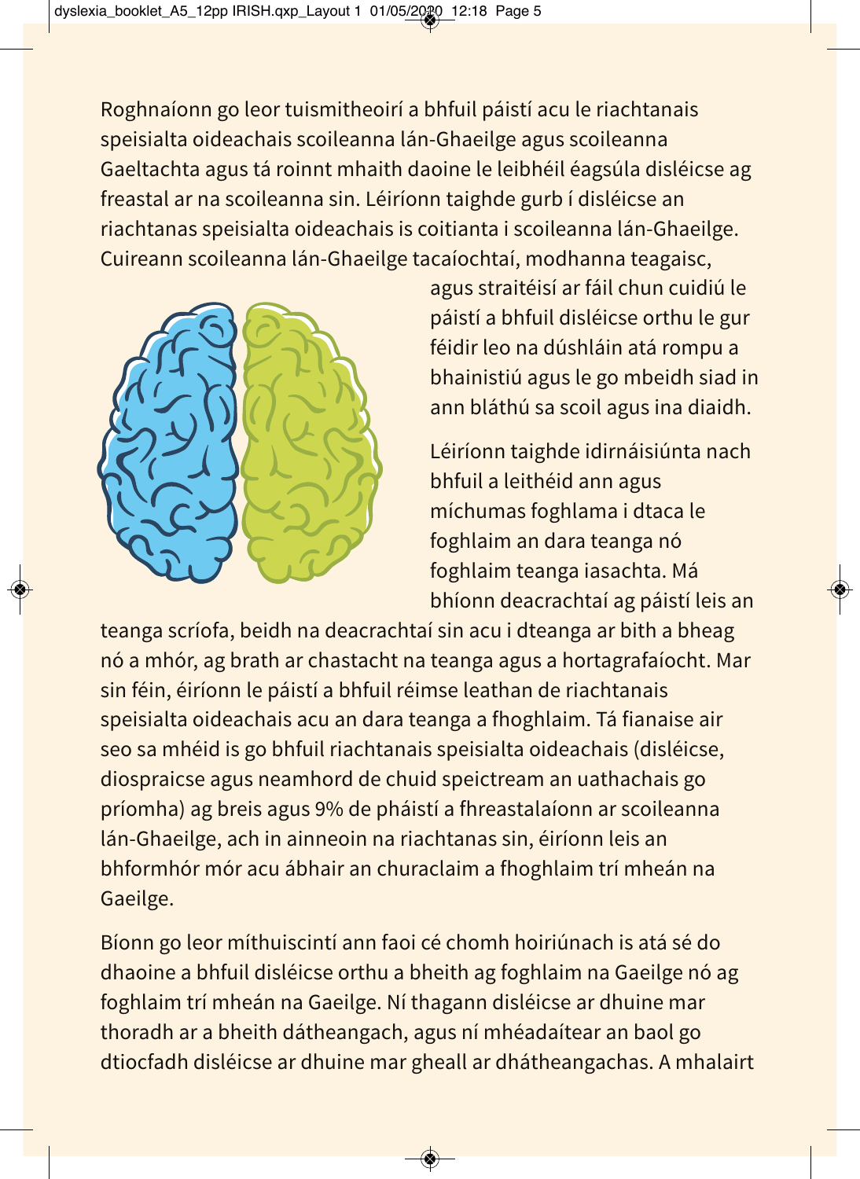Roghnaíonn go leor tuismitheoirí a bhfuil páistí acu le riachtanais speisialta oideachais scoileanna lán-Ghaeilge agus scoileanna Gaeltachta agus tá roinnt mhaith daoine le leibhéil éagsúla disléicse ag freastal ar na scoileanna sin. Léiríonn taighde gurb í disléicse an riachtanas speisialta oideachais is coitianta i scoileanna lán-Ghaeilge. Cuireann scoileanna lán-Ghaeilge tacaíochtaí, modhanna teagaisc, agus straitéisí ar fáil chun cuidiú le páistí a bhfuil disléicse orthu le gur féidir leo na dúshláin atá rompu a bhainistiú agus le go mbeidh siad in ann bláthú sa scoil agus ina diaidh.

Léiríonn taighde idirnáisiúnta nach bhfuil a leithéid ann agus míchumas foghlama i dtaca le foghlaim an dara teanga nó foghlaim teanga iasachta. Má bhíonn deacrachtaí ag páistí leis an teanga scríofa, beidh na deacrachtaí sin acu i dteanga ar bith a bheag nó a mhór, ag brath ar chastacht na teanga agus a hortagrafaíocht. Mar sin féin, éiríonn le páistí a bhfuil réimse leathan de riachtanais speisialta oideachais acu an dara teanga a fhoghlaim. Tá fianaise air seo sa mhéid is go bhfuil riachtanais speisialta oideachais (disléicse, diospraicse agus neamhord de chuid speictream an uathachais go príomha) ag breis agus 9% de pháistí a fhreastalaíonn ar scoileanna lán-Ghaeilge, ach in ainneoin na riachtanas sin, éiríonn leis an bhformhór mór acu ábhair an churaclaim a fhoghlaim trí mheán na Gaeilge.

Bíonn go leor míthuiscintí ann faoi cé chomh hoiriúnach is atá sé do dhaoine a bhfuil disléicse orthu a bheith ag foghlaim na Gaeilge nó ag foghlaim trí mheán na Gaeilge. Ní thagann disléicse ar dhuine mar thoradh ar a bheith dátheangach, agus ní mhéadaítear an baol go dtiocfadh disléicse ar dhuine mar gheall ar dhátheangachas. A mhalairt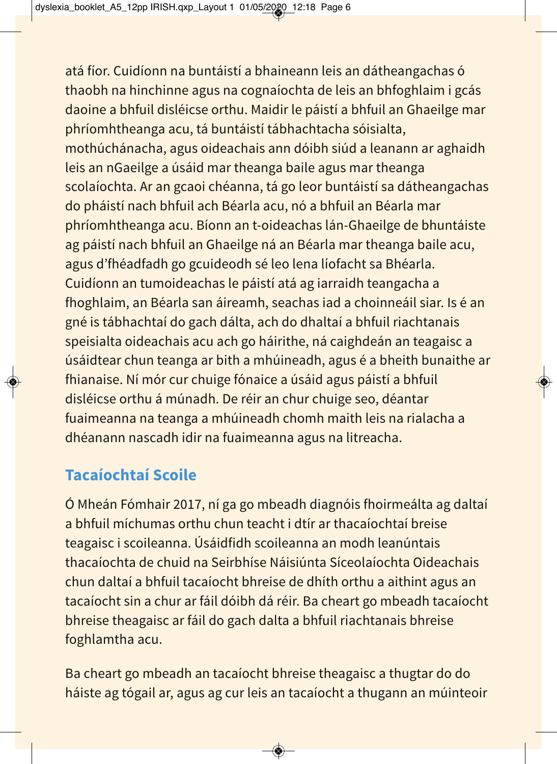atá fíor. Cuidíonn na buntáistí a bhaineann leis an dátheangachas ó thaobh na hinchinne agus na cognaíochta de leis an bhfoghlaim i gcás daoine a bhfuil disléicse orthu. Maidir le páistí a bhfuil an Ghaeilge mar phríomhtheanga acu, tá buntáistí tábhachtacha sóisialta, mothúchánacha, agus oideachais ann dóibh siúd a leanann ar aghaidh leis an nGaeilge a úsáid mar theanga baile agus mar theanga scolaíochta. Ar an gcaoi chéanna, tá go leor buntáistí sa dátheangachas do pháistí nach bhfuil ach Béarla acu, nó a bhfuil an Béarla mar phríomhtheanga acu. Bíonn an t-oideachas lán-Ghaeilge de bhuntáiste ag páistí nach bhfuil an Ghaeilge ná an Béarla mar theanga baile acu, agus d'fhéadfadh go gcuideodh sé leo lena líofacht sa Bhéarla. Cuidíonn an tumoideachas le páistí atá ag iarraidh teangacha a fhoghlaim, an Béarla san áireamh, seachas iad a choinneáil siar. Is é an gné is tábhachtaí do gach dálta, ach do dhaltaí a bhfuil riachtanais speisialta oideachais acu ach go háirithe, ná caighdeán an teagaisc a úsáidtear chun teanga ar bith a mhúineadh, agus é a bheith bunaithe ar fhianaise. Ní mór cur chuige fónaice a úsáid agus páistí a bhfuil disléicse orthu á múnadh. De réir an chur chuige seo, déantar fuaimeanna na teanga a mhúineadh chomh maith leis na rialacha a dhéanann nascadh idir na fuaimeanna agus na litreacha.

## Tacaíochtaí Scoile

Ó Mheán Fómhair 2017, ní ga go mbeadh diagnóis fhoirmeálta ag daltaí a bhfuil míchumas orthu chun teacht i dtír ar thacaíochtaí breise teagaisc i scoileanna. Úsáidfidh scoileanna an modh leanúntais thacaíochta de chuid na Seirbhíse Náisiúnta Síceolaíochta Oideachais chun daltaí a bhfuil tacaíocht bhreise de dhíth orthu a aithint agus an tacaíocht sin a chur ar fáil dóibh dá réir. Ba cheart go mbeadh tacaíocht bhreise theagaisc ar fáil do gach dalta a bhfuil riachtanais bhreise foghlamtha acu.

Ba cheart go mbeadh an tacaíocht bhreise theagaisc a thugtar do do háiste ag tógail ar, agus ag cur leis an tacaíocht a thugann an múinteoir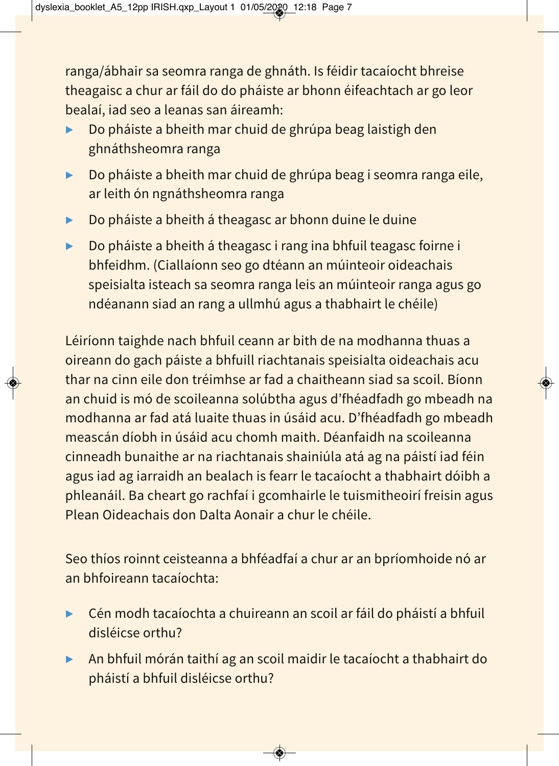ranga/ábhair sa seomra ranga de ghnáth. Is féidir tacaíocht bhreise theagaisc a chur ar fáil do do pháiste ar bhonn éifeachtach ar go leor bealaí, iad seo a leanas san áireamh:

- Do pháiste a bheith mar chuid de ghrúpa beag laistigh den ghnáthsheomra ranga
- Do pháiste a bheith mar chuid de ghrúpa beag i seomra ranga eile, ar leith ón ngnáthsheomra ranga
- Do pháiste a bheith á theagasc ar bhonn duine le duine
- Do pháiste a bheith á theagasc i rang ina bhfuil teagasc foirne i bhfeidhm. (Ciallaíonn seo go dtéann an múinteoir oideachais speisialta isteach sa seomra ranga leis an múinteoir ranga agus go ndéanann siad an rang a ullmhú agus a thabhairt le chéile)

Léiríonn taighde nach bhfuil ceann ar bith de na modhanna thuas a oireann do gach páiste a bhfuill riachtanais speisialta oideachais acu thar na cinn eile don tréimhse ar fad a chaitheann siad sa scoil. Bíonn an chuid is mó de scoileanna solúbtha agus d'fhéadfadh go mbeadh na modhanna ar fad atá luaite thuas in úsáid acu. D'fhéadfadh go mbeadh meascán díobh in úsáid acu chomh maith. Déanfaidh na scoileanna cinneadh bunaithe ar na riachtanais shainiúla atá ag na páistí iad féin agus iad ag iarraidh an bealach is fearr le tacaíocht a thabhairt dóibh a phleanáil. Ba cheart go rachfaí i gcomhairle le tuismitheoirí freisin agus Plean Oideachais don Dalta Aonair a chur le chéile.

Seo thíos roinnt ceisteanna a bhféadfaí a chur ar an bpríomhoide nó ar an bhfoireann tacaíochta:

- Cén modh tacaíochta a chuireann an scoil ar fáil do pháistí a bhfuil disléicse orthu?
- An bhfuil mórán taithí ag an scoil maidir le tacaíocht a thabhairt do pháistí a bhfuil disléicse orthu?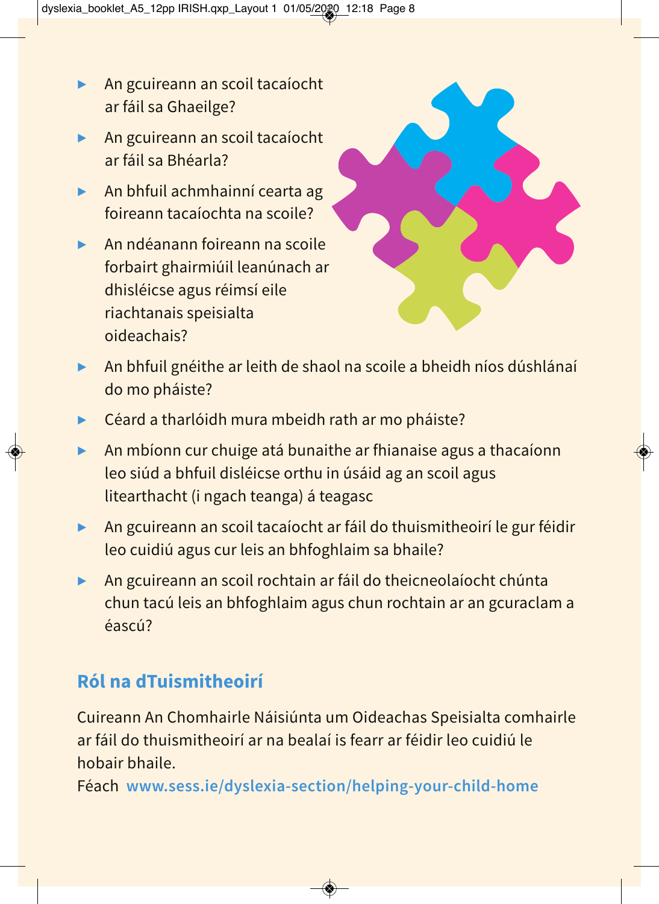- An gcuireann an scoil tacaíocht ar fáil sa Ghaeilge?
- An gcuireann an scoil tacaíocht ar fáil sa Bhéarla?
- An bhfuil achmhainní cearta ag foireann tacaíochta na scoile?
- An ndéanann foireann na scoile forbairt ghairmiúil leanúnach ar dhisléicse agus réimsí eile riachtanais speisialta oideachais?
- An bhfuil gnéithe ar leith de shaol na scoile a bheidh níos dúshlánaí do mo pháiste?
- Céard a tharlóidh mura mbeidh rath ar mo pháiste?
- An mbíonn cur chuige atá bunaithe ar fhianaise agus a thacaíonn leo siúd a bhfuil disléicse orthu in úsáid ag an scoil agus litearthacht (i ngach teanga) á teagasc
- An gcuireann an scoil tacaíocht ar fáil do thuismitheoirí le gur féidir leo cuidiú agus cur leis an bhfoghlaim sa bhaile?
- An gcuireann an scoil rochtain ar fáil do theicneolaíocht chúnta chun tacú leis an bhfoghlaim agus chun rochtain ar an gcuraclam a éascú?

## Ról na dTuismitheoirí

Cuireann An Chomhairle Náisiúnta um Oideachas Speisialta comhairle ar fáil do thuismitheoirí ar na bealaí is fearr ar féidir leo cuidiú le hobair bhaile.
Féach **www.sess.ie/dyslexia-section/helping-your-child-home**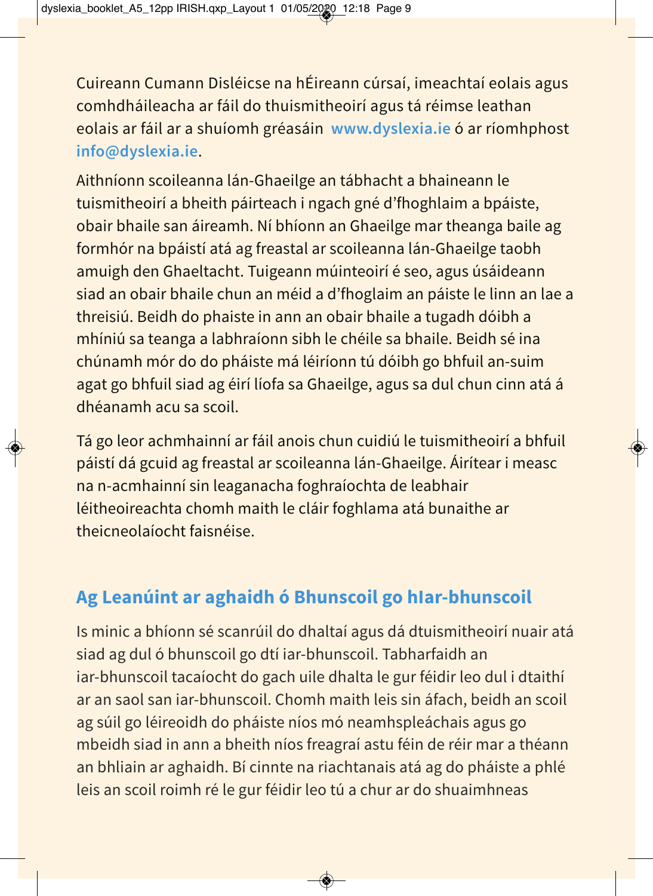Cuireann Cumann Disléicse na hÉireann cúrsaí, imeachtaí eolais agus comhdháileacha ar fáil do thuismitheoirí agus tá réimse leathan eolais ar fáil ar a shuíomh gréasáin **www.dyslexia.ie** ó ar ríomhphost **info@dyslexia.ie**.

Aithníonn scoileanna lán-Ghaeilge an tábhacht a bhaineann le tuismitheoirí a bheith páirteach i ngach gné d'fhoghlaim a bpáiste, obair bhaile san áireamh. Ní bhíonn an Ghaeilge mar theanga baile ag formhór na bpáistí atá ag freastal ar scoileanna lán-Ghaeilge taobh amuigh den Ghaeltacht. Tuigeann múinteoirí é seo, agus úsáideann siad an obair bhaile chun an méid a d'fhoglaim an páiste le linn an lae a threisiú. Beidh do phaiste in ann an obair bhaile a tugadh dóibh a mhíniú sa teanga a labhraíonn sibh le chéile sa bhaile. Beidh sé ina chúnamh mór do do pháiste má léiríonn tú dóibh go bhfuil an-suim agat go bhfuil siad ag éirí líofa sa Ghaeilge, agus sa dul chun cinn atá á dhéanamh acu sa scoil.

Tá go leor achmhainní ar fáil anois chun cuidiú le tuismitheoirí a bhfuil páistí dá gcuid ag freastal ar scoileanna lán-Ghaeilge. Áirítear i measc na n-acmhainní sin leaganacha foghraíochta de leabhair léitheoireachta chomh maith le cláir foghlama atá bunaithe ar theicneolaíocht faisnéise.

## Ag Leanúint ar aghaidh ó Bhunscoil go hIar-bhunscoil

Is minic a bhíonn sé scanrúil do dhaltaí agus dá dtuismitheoirí nuair atá siad ag dul ó bhunscoil go dtí iar-bhunscoil. Tabharfaidh an iar-bhunscoil tacaíocht do gach uile dhalta le gur féidir leo dul i dtaithí ar an saol san iar-bhunscoil. Chomh maith leis sin áfach, beidh an scoil ag súil go léireoidh do pháiste níos mó neamhspleáchais agus go mbeidh siad in ann a bheith níos freagraí astu féin de réir mar a théann an bhliain ar aghaidh. Bí cinnte na riachtanais atá ag do pháiste a phlé leis an scoil roimh ré le gur féidir leo tú a chur ar do shuaimhneas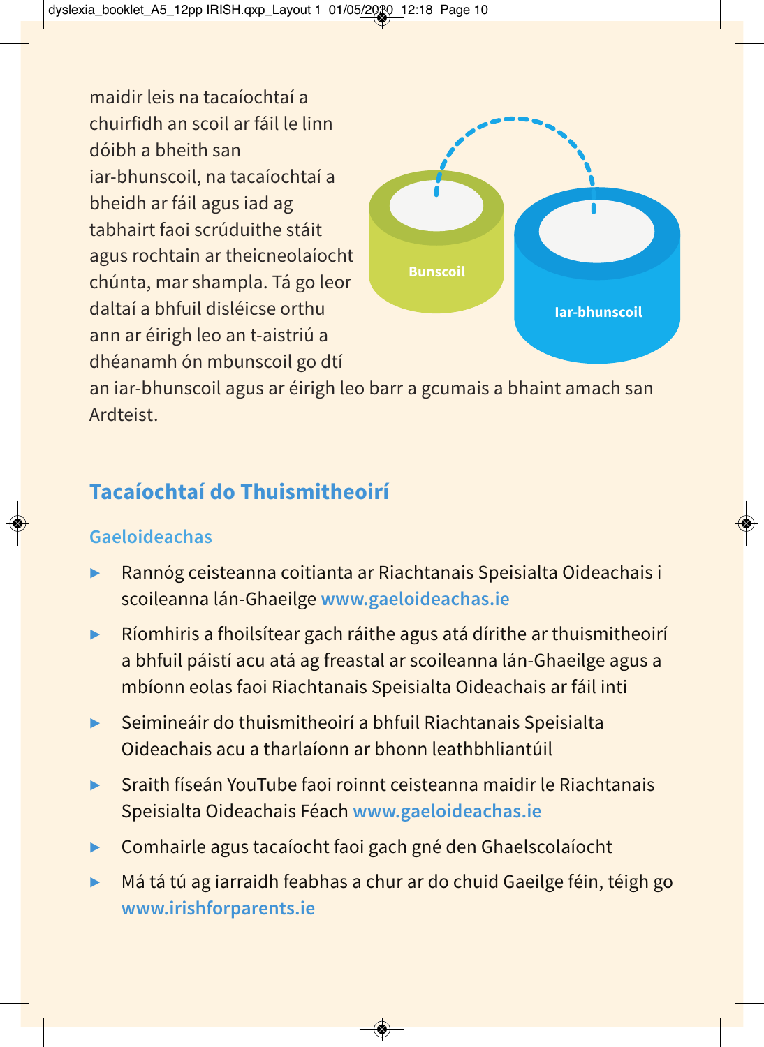maidir leis na tacaíochtaí a chuirfidh an scoil ar fáil le linn dóibh a bheith san iar-bhunscoil, na tacaíochtaí a bheidh ar fáil agus iad ag tabhairt faoi scrúduithe stáit agus rochtain ar theicneolaíocht chúnta, mar shampla. Tá go leor daltaí a bhfuil disléicse orthu ann ar éirigh leo an t-aistriú a dhéanamh ón mbunscoil go dtí an iar-bhunscoil agus ar éirigh leo barr a gcumais a bhaint amach san Ardteist.

Bunscoil

Iar-bhunscoil

## Tacaíochtaí do Thuismitheoirí

### Gaeloideachas

- Rannóg ceisteanna coitianta ar Riachtanais Speisialta Oideachais i scoileanna lán-Ghaeilge www.gaeloideachas.ie
- Ríomhiris a fhoilsítear gach ráithe agus atá dírithe ar thuismitheoirí a bhfuil páistí acu atá ag freastal ar scoileanna lán-Ghaeilge agus a mbíonn eolas faoi Riachtanais Speisialta Oideachais ar fáil inti
- Seimineáir do thuismitheoirí a bhfuil Riachtanais Speisialta Oideachais acu a tharlaíonn ar bhonn leathbhliantúil
- Sraith físeán YouTube faoi roinnt ceisteanna maidir le Riachtanais Speisialta Oideachais Féach www.gaeloideachas.ie
- Comhairle agus tacaíocht faoi gach gné den Ghaelscolaíocht
- Má tá tú ag iarraidh feabhas a chur ar do chuid Gaeilge féin, téigh go www.irishforparents.ie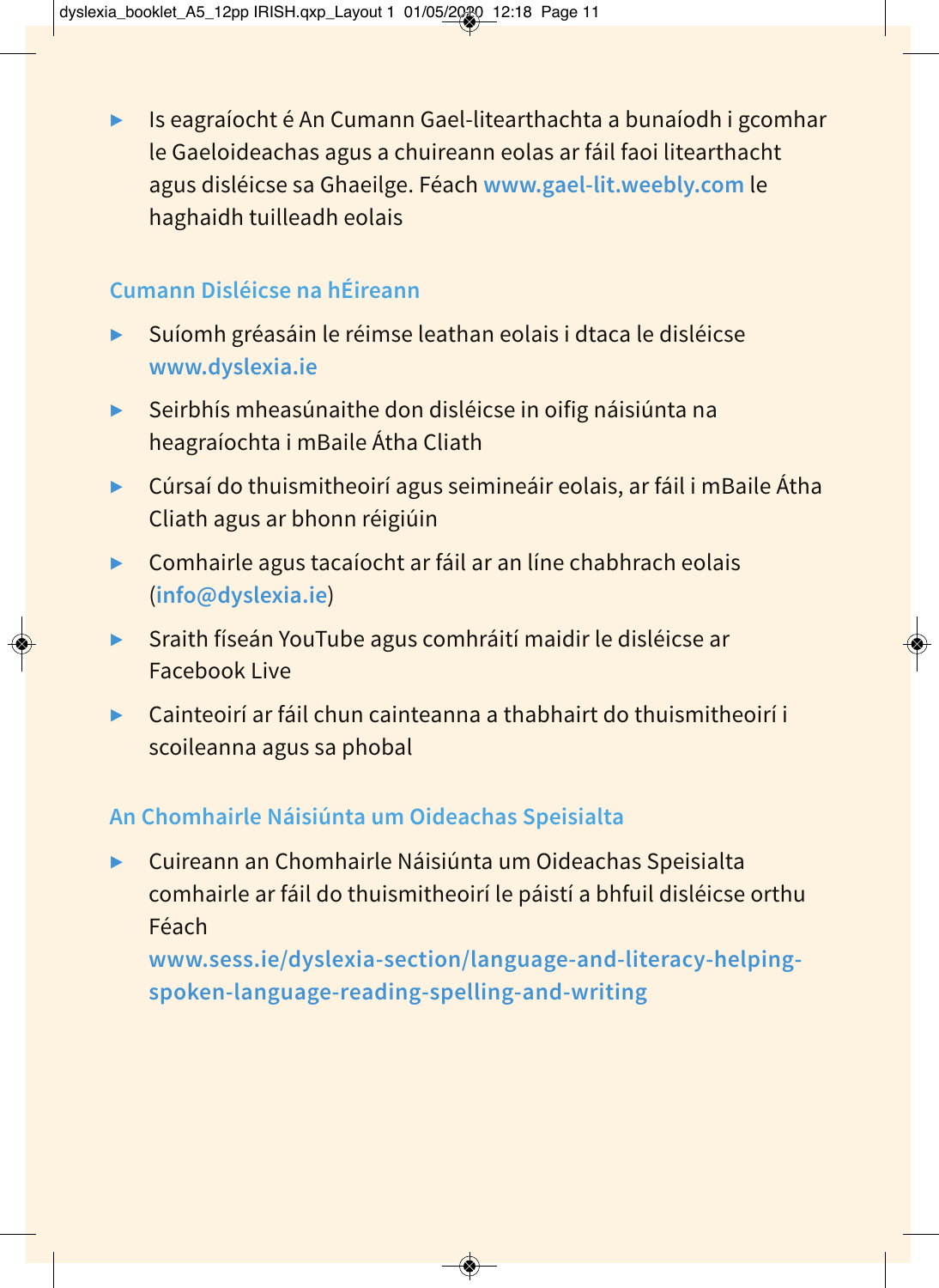- Is eagraíocht é An Cumann Gael-litearthachta a bunaíodh i gcomhar le Gaeloideachas agus a chuireann eolas ar fáil faoi litearthacht agus disléicse sa Ghaeilge. Féach **www.gael-lit.weebly.com** le haghaidh tuilleadh eolais

### Cumann Disléicse na hÉireann

- Suíomh gréasáin le réimse leathan eolais i dtaca le disléicse **www.dyslexia.ie**
- Seirbhís mheasúnaithe don disléicse in oifig náisiúnta na heagraíochta i mBaile Átha Cliath
- Cúrsaí do thuismitheoirí agus seimineáir eolais, ar fáil i mBaile Átha Cliath agus ar bhonn réigiúin
- Comhairle agus tacaíocht ar fáil ar an líne chabhrach eolais (**info@dyslexia.ie**)
- Sraith físeán YouTube agus comhráití maidir le disléicse ar Facebook Live
- Cainteoirí ar fáil chun cainteanna a thabhairt do thuismitheoirí i scoileanna agus sa phobal

### An Chomhairle Náisiúnta um Oideachas Speisialta

- Cuireann an Chomhairle Náisiúnta um Oideachas Speisialta comhairle ar fáil do thuismitheoirí le páistí a bhfuil disléicse orthu Féach **www.sess.ie/dyslexia-section/language-and-literacy-helping-spoken-language-reading-spelling-and-writing**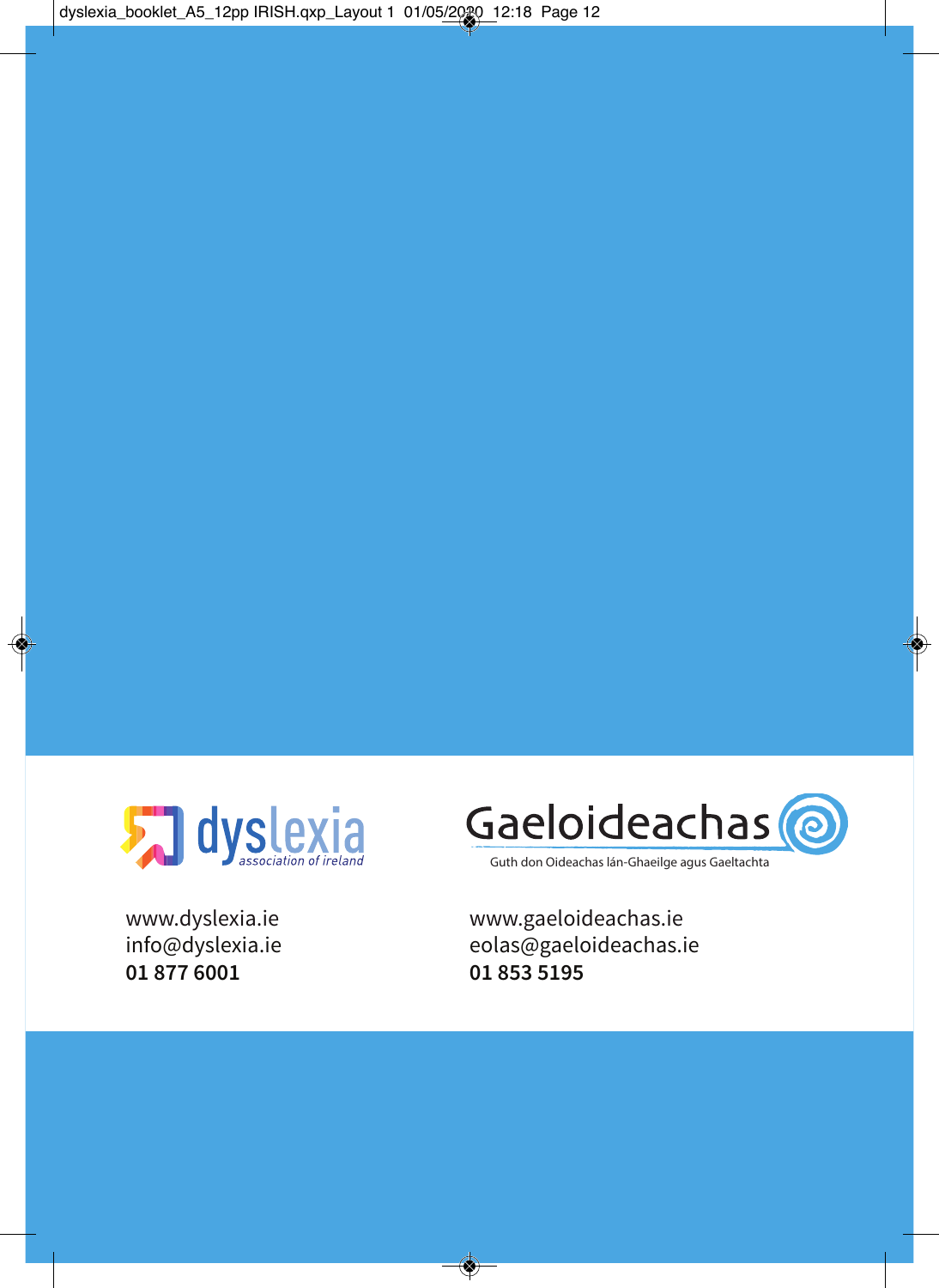dyslexia association of ireland

www.dyslexia.ie
info@dyslexia.ie
**01 877 6001**

Gaeloideachas

Guth don Oideachas lán-Ghaeilge agus Gaeltachta

www.gaeloideachas.ie
eolas@gaeloideachas.ie
**01 853 5195**